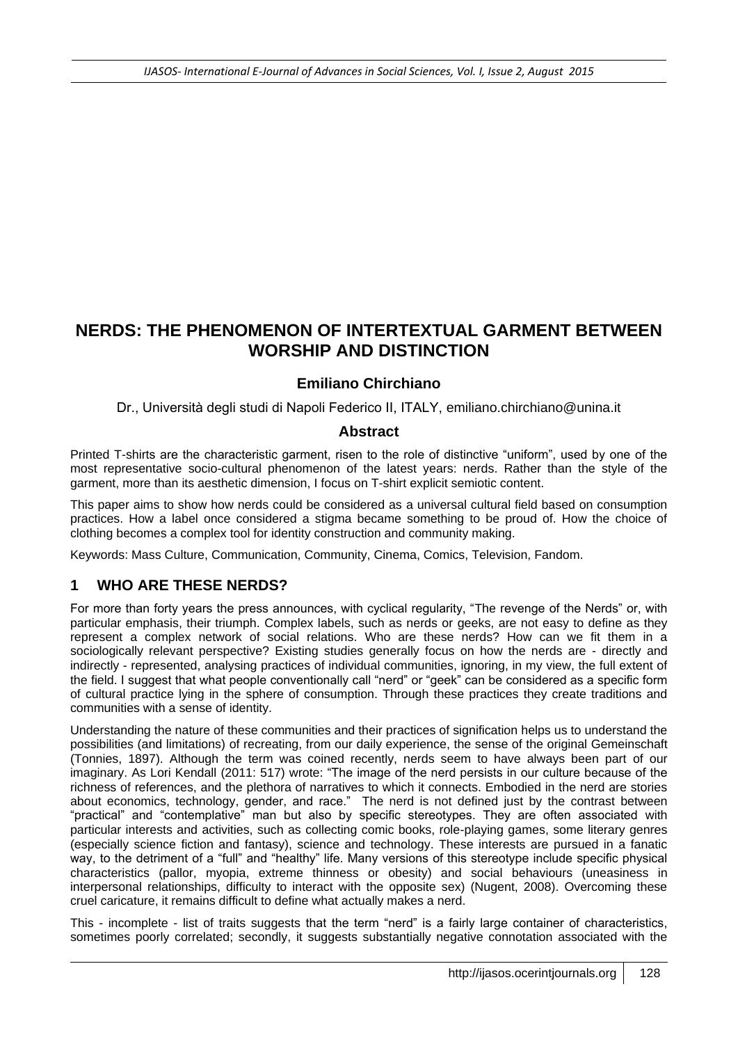# NERDS: THE PHENOMENON OF INTERTEXTUAL GARMENT BETWEEN WORSHIP AND DISTINCTION

**Emiliano Chirchiano**

Dr., Università degli studi di Napoli Federico II, ITALY, emiliano.chirchiano@unina.it

## Abstract

Printed T-shirts are the characteristic garment, risen to the role of distinctive "uniform", used by one of the most representative socio-cultural phenomenon of the latest years: nerds. Rather than the style of the garment, more than its aesthetic dimension, I focus on T-shirt explicit semiotic content.

This paper aims to show how nerds could be considered as a universal cultural field based on consumption practices. How a label once considered a stigma became something to be proud of. How the choice of clothing becomes a complex tool for identity construction and community making.

Keywords: Mass Culture, Communication, Community, Cinema, Comics, Television, Fandom.

## 1 WHO ARE THESE NERDS?

For more than forty years the press announces, with cyclical regularity, "The revenge of the Nerds" or, with particular emphasis, their triumph. Complex labels, such as nerds or geeks, are not easy to define as they represent a complex network of social relations. Who are these nerds? How can we fit them in a sociologically relevant perspective? Existing studies generally focus on how the nerds are - directly and indirectly - represented, analysing practices of individual communities, ignoring, in my view, the full extent of the field. I suggest that what people conventionally call "nerd" or "geek" can be considered as a specific form of cultural practice lying in the sphere of consumption. Through these practices they create traditions and communities with a sense of identity.

Understanding the nature of these communities and their practices of signification helps us to understand the possibilities (and limitations) of recreating, from our daily experience, the sense of the original Gemeinschaft (Tonnies, 1897). Although the term was coined recently, nerds seem to have always been part of our imaginary. As Lori Kendall (2011: 517) wrote: "The image of the nerd persists in our culture because of the richness of references, and the plethora of narratives to which it connects. Embodied in the nerd are stories about economics, technology, gender, and race." The nerd is not defined just by the contrast between "practical" and "contemplative" man but also by specific stereotypes. They are often associated with particular interests and activities, such as collecting comic books, role-playing games, some literary genres (especially science fiction and fantasy), science and technology. These interests are pursued in a fanatic way, to the detriment of a "full" and "healthy" life. Many versions of this stereotype include specific physical characteristics (pallor, myopia, extreme thinness or obesity) and social behaviours (uneasiness in interpersonal relationships, difficulty to interact with the opposite sex) (Nugent, 2008). Overcoming these cruel caricature, it remains difficult to define what actually makes a nerd.

This - incomplete - list of traits suggests that the term "nerd" is a fairly large container of characteristics, sometimes poorly correlated; secondly, it suggests substantially negative connotation associated with the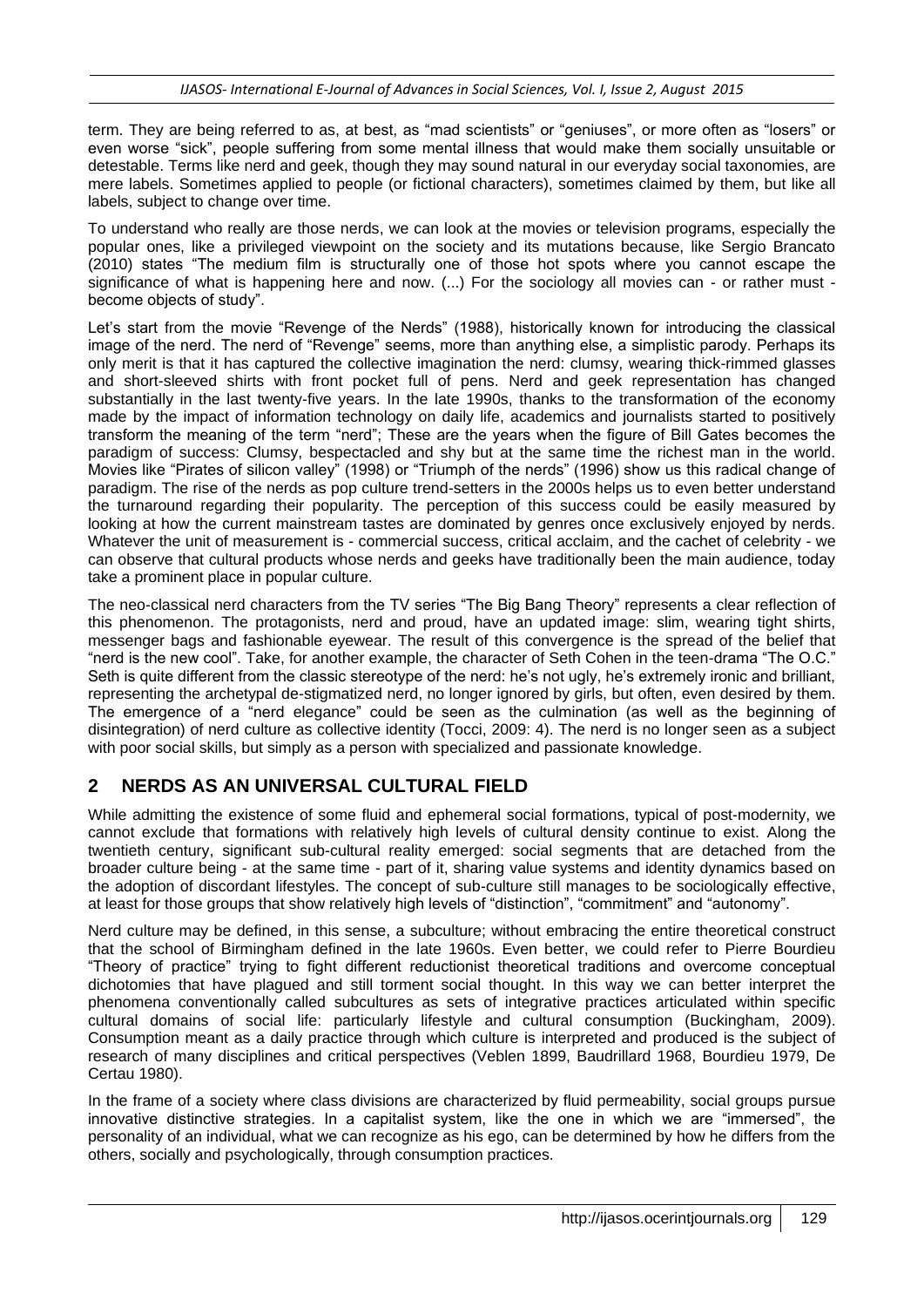term. They are being referred to as, at best, as "mad scientists" or "geniuses", or more often as "losers" or even worse "sick", people suffering from some mental illness that would make them socially unsuitable or detestable. Terms like nerd and geek, though they may sound natural in our everyday social taxonomies, are mere labels. Sometimes applied to people (or fictional characters), sometimes claimed by them, but like all labels, subject to change over time.

To understand who really are those nerds, we can look at the movies or television programs, especially the popular ones, like a privileged viewpoint on the society and its mutations because, like Sergio Brancato (2010) states "The medium film is structurally one of those hot spots where you cannot escape the significance of what is happening here and now. (...) For the sociology all movies can - or rather must - become objects of study".

Let's start from the movie "Revenge of the Nerds" (1988), historically known for introducing the classical image of the nerd. The nerd of "Revenge" seems, more than anything else, a simplistic parody. Perhaps its only merit is that it has captured the collective imagination the nerd: clumsy, wearing thick-rimmed glasses and short-sleeved shirts with front pocket full of pens. Nerd and geek representation has changed substantially in the last twenty-five years. In the late 1990s, thanks to the transformation of the economy made by the impact of information technology on daily life, academics and journalists started to positively transform the meaning of the term "nerd"; These are the years when the figure of Bill Gates becomes the paradigm of success: Clumsy, bespectacled and shy but at the same time the richest man in the world. Movies like "Pirates of silicon valley" (1998) or "Triumph of the nerds" (1996) show us this radical change of paradigm. The rise of the nerds as pop culture trend-setters in the 2000s helps us to even better understand the turnaround regarding their popularity. The perception of this success could be easily measured by looking at how the current mainstream tastes are dominated by genres once exclusively enjoyed by nerds. Whatever the unit of measurement is - commercial success, critical acclaim, and the cachet of celebrity - we can observe that cultural products whose nerds and geeks have traditionally been the main audience, today take a prominent place in popular culture.

The neo-classical nerd characters from the TV series "The Big Bang Theory" represents a clear reflection of this phenomenon. The protagonists, nerd and proud, have an updated image: slim, wearing tight shirts, messenger bags and fashionable eyewear. The result of this convergence is the spread of the belief that "nerd is the new cool". Take, for another example, the character of Seth Cohen in the teen-drama "The O.C." Seth is quite different from the classic stereotype of the nerd: he's not ugly, he's extremely ironic and brilliant, representing the archetypal de-stigmatized nerd, no longer ignored by girls, but often, even desired by them. The emergence of a "nerd elegance" could be seen as the culmination (as well as the beginning of disintegration) of nerd culture as collective identity (Tocci, 2009: 4). The nerd is no longer seen as a subject with poor social skills, but simply as a person with specialized and passionate knowledge.

## 2 NERDS AS AN UNIVERSAL CULTURAL FIELD

While admitting the existence of some fluid and ephemeral social formations, typical of post-modernity, we cannot exclude that formations with relatively high levels of cultural density continue to exist. Along the twentieth century, significant sub-cultural reality emerged: social segments that are detached from the broader culture being - at the same time - part of it, sharing value systems and identity dynamics based on the adoption of discordant lifestyles. The concept of sub-culture still manages to be sociologically effective, at least for those groups that show relatively high levels of "distinction", "commitment" and "autonomy".

Nerd culture may be defined, in this sense, a subculture; without embracing the entire theoretical construct that the school of Birmingham defined in the late 1960s. Even better, we could refer to Pierre Bourdieu "Theory of practice" trying to fight different reductionist theoretical traditions and overcome conceptual dichotomies that have plagued and still torment social thought. In this way we can better interpret the phenomena conventionally called subcultures as sets of integrative practices articulated within specific cultural domains of social life: particularly lifestyle and cultural consumption (Buckingham, 2009). Consumption meant as a daily practice through which culture is interpreted and produced is the subject of research of many disciplines and critical perspectives (Veblen 1899, Baudrillard 1968, Bourdieu 1979, De Certau 1980).

In the frame of a society where class divisions are characterized by fluid permeability, social groups pursue innovative distinctive strategies. In a capitalist system, like the one in which we are "immersed", the personality of an individual, what we can recognize as his ego, can be determined by how he differs from the others, socially and psychologically, through consumption practices.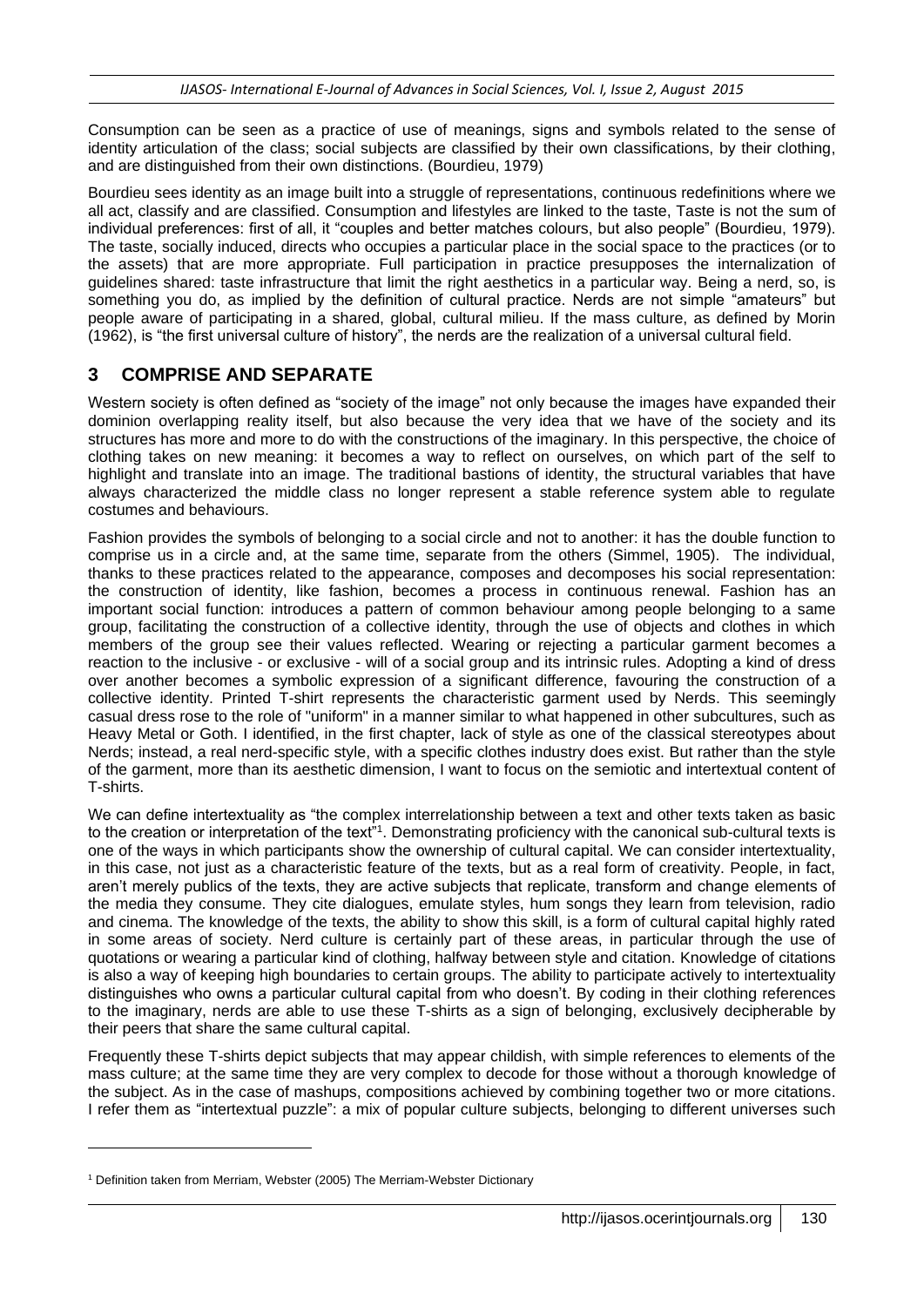Consumption can be seen as a practice of use of meanings, signs and symbols related to the sense of identity articulation of the class; social subjects are classified by their own classifications, by their clothing, and are distinguished from their own distinctions. (Bourdieu, 1979)

Bourdieu sees identity as an image built into a struggle of representations, continuous redefinitions where we all act, classify and are classified. Consumption and lifestyles are linked to the taste, Taste is not the sum of individual preferences: first of all, it "couples and better matches colours, but also people" (Bourdieu, 1979). The taste, socially induced, directs who occupies a particular place in the social space to the practices (or to the assets) that are more appropriate. Full participation in practice presupposes the internalization of guidelines shared: taste infrastructure that limit the right aesthetics in a particular way. Being a nerd, so, is something you do, as implied by the definition of cultural practice. Nerds are not simple "amateurs" but people aware of participating in a shared, global, cultural milieu. If the mass culture, as defined by Morin (1962), is "the first universal culture of history", the nerds are the realization of a universal cultural field.

## 3 COMPRISE AND SEPARATE

Western society is often defined as "society of the image" not only because the images have expanded their dominion overlapping reality itself, but also because the very idea that we have of the society and its structures has more and more to do with the constructions of the imaginary. In this perspective, the choice of clothing takes on new meaning: it becomes a way to reflect on ourselves, on which part of the self to highlight and translate into an image. The traditional bastions of identity, the structural variables that have always characterized the middle class no longer represent a stable reference system able to regulate costumes and behaviours.

Fashion provides the symbols of belonging to a social circle and not to another: it has the double function to comprise us in a circle and, at the same time, separate from the others (Simmel, 1905). The individual, thanks to these practices related to the appearance, composes and decomposes his social representation: the construction of identity, like fashion, becomes a process in continuous renewal. Fashion has an important social function: introduces a pattern of common behaviour among people belonging to a same group, facilitating the construction of a collective identity, through the use of objects and clothes in which members of the group see their values reflected. Wearing or rejecting a particular garment becomes a reaction to the inclusive - or exclusive - will of a social group and its intrinsic rules. Adopting a kind of dress over another becomes a symbolic expression of a significant difference, favouring the construction of a collective identity. Printed T-shirt represents the characteristic garment used by Nerds. This seemingly casual dress rose to the role of "uniform" in a manner similar to what happened in other subcultures, such as Heavy Metal or Goth. I identified, in the first chapter, lack of style as one of the classical stereotypes about Nerds; instead, a real nerd-specific style, with a specific clothes industry does exist. But rather than the style of the garment, more than its aesthetic dimension, I want to focus on the semiotic and intertextual content of T-shirts.

We can define intertextuality as "the complex interrelationship between a text and other texts taken as basic to the creation or interpretation of the text"[1]. Demonstrating proficiency with the canonical sub-cultural texts is one of the ways in which participants show the ownership of cultural capital. We can consider intertextuality, in this case, not just as a characteristic feature of the texts, but as a real form of creativity. People, in fact, aren't merely publics of the texts, they are active subjects that replicate, transform and change elements of the media they consume. They cite dialogues, emulate styles, hum songs they learn from television, radio and cinema. The knowledge of the texts, the ability to show this skill, is a form of cultural capital highly rated in some areas of society. Nerd culture is certainly part of these areas, in particular through the use of quotations or wearing a particular kind of clothing, halfway between style and citation. Knowledge of citations is also a way of keeping high boundaries to certain groups. The ability to participate actively to intertextuality distinguishes who owns a particular cultural capital from who doesn't. By coding in their clothing references to the imaginary, nerds are able to use these T-shirts as a sign of belonging, exclusively decipherable by their peers that share the same cultural capital.

Frequently these T-shirts depict subjects that may appear childish, with simple references to elements of the mass culture; at the same time they are very complex to decode for those without a thorough knowledge of the subject. As in the case of mashups, compositions achieved by combining together two or more citations. I refer them as "intertextual puzzle": a mix of popular culture subjects, belonging to different universes such

---

[1] Definition taken from Merriam, Webster (2005) The Merriam-Webster Dictionary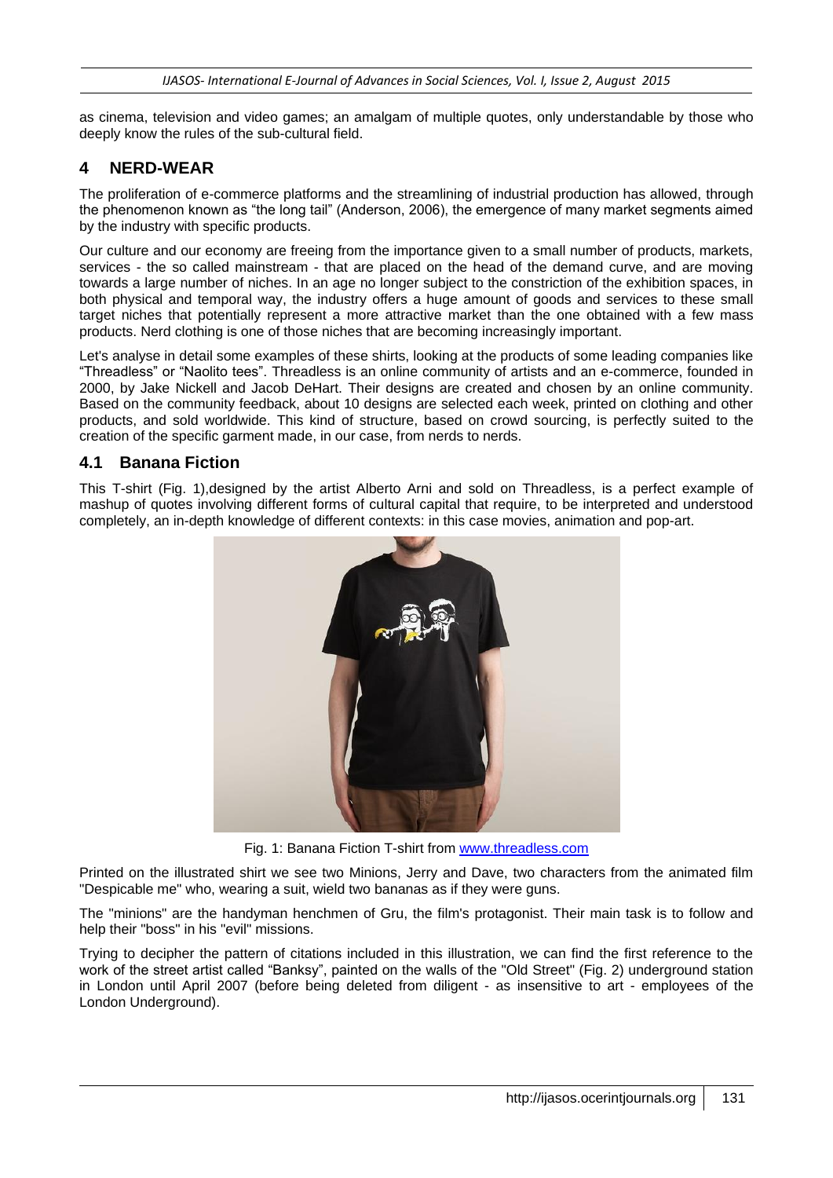as cinema, television and video games; an amalgam of multiple quotes, only understandable by those who deeply know the rules of the sub-cultural field.

## 4 NERD-WEAR

The proliferation of e-commerce platforms and the streamlining of industrial production has allowed, through the phenomenon known as "the long tail" (Anderson, 2006), the emergence of many market segments aimed by the industry with specific products.

Our culture and our economy are freeing from the importance given to a small number of products, markets, services - the so called mainstream - that are placed on the head of the demand curve, and are moving towards a large number of niches. In an age no longer subject to the constriction of the exhibition spaces, in both physical and temporal way, the industry offers a huge amount of goods and services to these small target niches that potentially represent a more attractive market than the one obtained with a few mass products. Nerd clothing is one of those niches that are becoming increasingly important.

Let's analyse in detail some examples of these shirts, looking at the products of some leading companies like "Threadless" or "Naolito tees". Threadless is an online community of artists and an e-commerce, founded in 2000, by Jake Nickell and Jacob DeHart. Their designs are created and chosen by an online community. Based on the community feedback, about 10 designs are selected each week, printed on clothing and other products, and sold worldwide. This kind of structure, based on crowd sourcing, is perfectly suited to the creation of the specific garment made, in our case, from nerds to nerds.

### 4.1 Banana Fiction

This T-shirt (Fig. 1),designed by the artist Alberto Arni and sold on Threadless, is a perfect example of mashup of quotes involving different forms of cultural capital that require, to be interpreted and understood completely, an in-depth knowledge of different contexts: in this case movies, animation and pop-art.

Fig. 1: Banana Fiction T-shirt from www.threadless.com

Printed on the illustrated shirt we see two Minions, Jerry and Dave, two characters from the animated film "Despicable me" who, wearing a suit, wield two bananas as if they were guns.

The "minions" are the handyman henchmen of Gru, the film's protagonist. Their main task is to follow and help their "boss" in his "evil" missions.

Trying to decipher the pattern of citations included in this illustration, we can find the first reference to the work of the street artist called "Banksy", painted on the walls of the "Old Street" (Fig. 2) underground station in London until April 2007 (before being deleted from diligent - as insensitive to art - employees of the London Underground).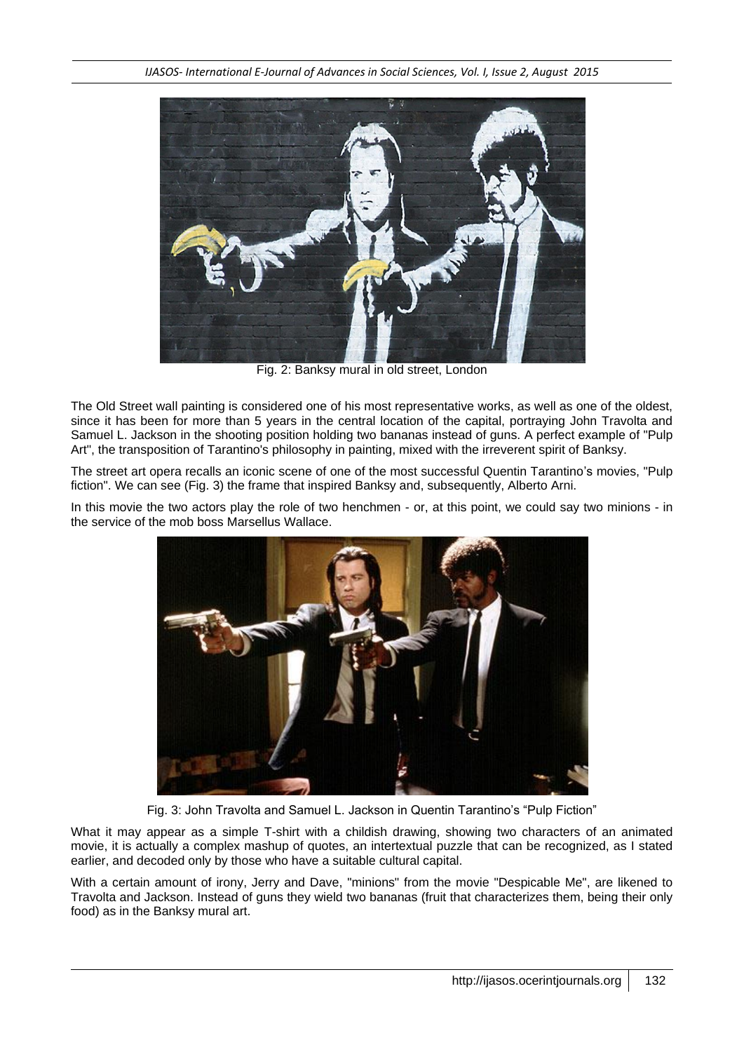Fig. 2: Banksy mural in old street, London

The Old Street wall painting is considered one of his most representative works, as well as one of the oldest, since it has been for more than 5 years in the central location of the capital, portraying John Travolta and Samuel L. Jackson in the shooting position holding two bananas instead of guns. A perfect example of "Pulp Art", the transposition of Tarantino's philosophy in painting, mixed with the irreverent spirit of Banksy.

The street art opera recalls an iconic scene of one of the most successful Quentin Tarantino's movies, "Pulp fiction". We can see (Fig. 3) the frame that inspired Banksy and, subsequently, Alberto Arni.

In this movie the two actors play the role of two henchmen - or, at this point, we could say two minions - in the service of the mob boss Marsellus Wallace.

Fig. 3: John Travolta and Samuel L. Jackson in Quentin Tarantino's "Pulp Fiction"

What it may appear as a simple T-shirt with a childish drawing, showing two characters of an animated movie, it is actually a complex mashup of quotes, an intertextual puzzle that can be recognized, as I stated earlier, and decoded only by those who have a suitable cultural capital.

With a certain amount of irony, Jerry and Dave, "minions" from the movie "Despicable Me", are likened to Travolta and Jackson. Instead of guns they wield two bananas (fruit that characterizes them, being their only food) as in the Banksy mural art.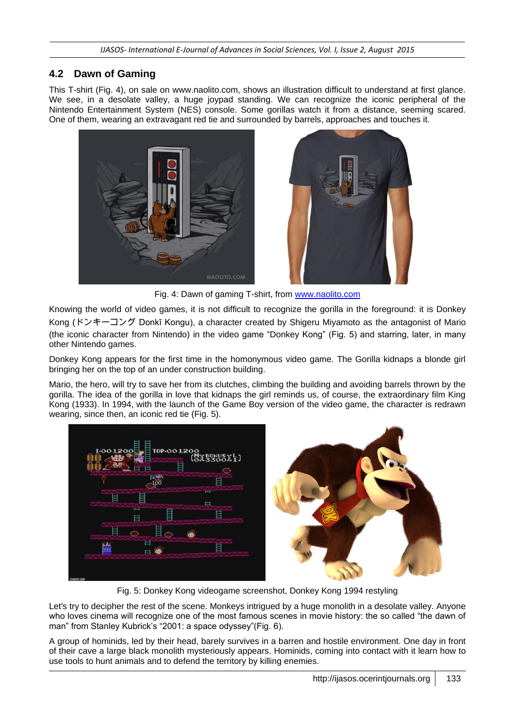## 4.2 Dawn of Gaming

This T-shirt (Fig. 4), on sale on www.naolito.com, shows an illustration difficult to understand at first glance. We see, in a desolate valley, a huge joypad standing. We can recognize the iconic peripheral of the Nintendo Entertainment System (NES) console. Some gorillas watch it from a distance, seeming scared. One of them, wearing an extravagant red tie and surrounded by barrels, approaches and touches it.

Fig. 4: Dawn of gaming T-shirt, from [www.naolito.com](http://www.naolito.com)

Knowing the world of video games, it is not difficult to recognize the gorilla in the foreground: it is Donkey Kong (ドンキーコング Donkī Kongu), a character created by Shigeru Miyamoto as the antagonist of Mario (the iconic character from Nintendo) in the video game "Donkey Kong" (Fig. 5) and starring, later, in many other Nintendo games.

Donkey Kong appears for the first time in the homonymous video game. The Gorilla kidnaps a blonde girl bringing her on the top of an under construction building.

Mario, the hero, will try to save her from its clutches, climbing the building and avoiding barrels thrown by the gorilla. The idea of the gorilla in love that kidnaps the girl reminds us, of course, the extraordinary film King Kong (1933). In 1994, with the launch of the Game Boy version of the video game, the character is redrawn wearing, since then, an iconic red tie (Fig. 5).

Fig. 5: Donkey Kong videogame screenshot, Donkey Kong 1994 restyling

Let's try to decipher the rest of the scene. Monkeys intrigued by a huge monolith in a desolate valley. Anyone who loves cinema will recognize one of the most famous scenes in movie history: the so called "the dawn of man" from Stanley Kubrick's "2001: a space odyssey"(Fig. 6).

A group of hominids, led by their head, barely survives in a barren and hostile environment. One day in front of their cave a large black monolith mysteriously appears. Hominids, coming into contact with it learn how to use tools to hunt animals and to defend the territory by killing enemies.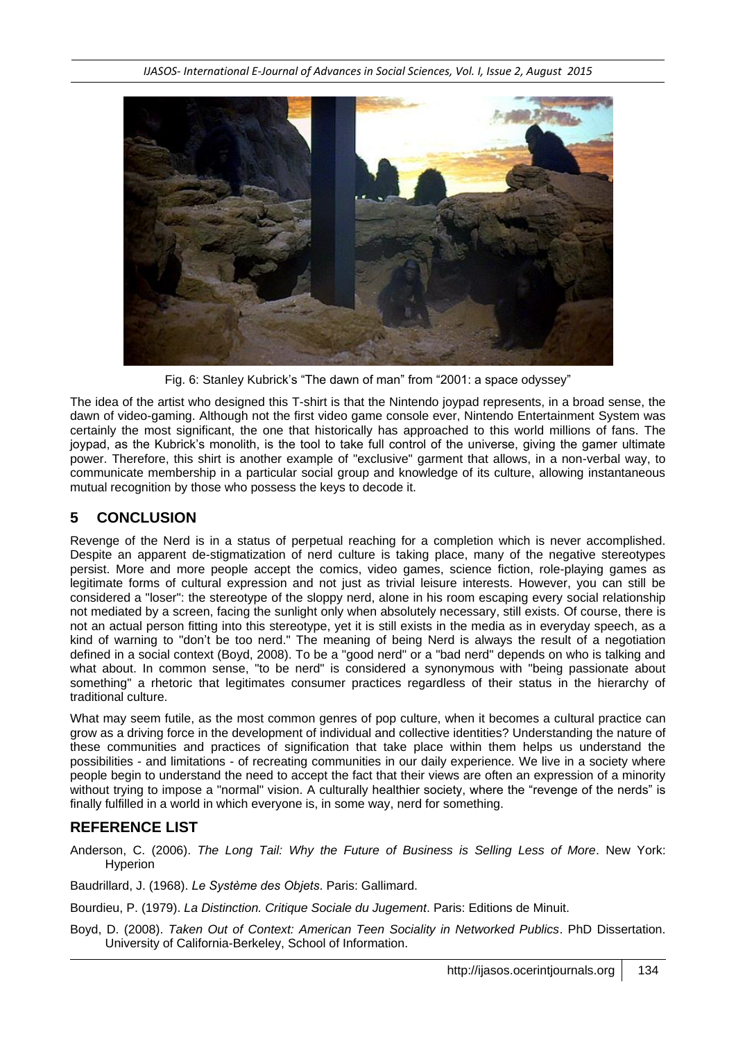Fig. 6: Stanley Kubrick's "The dawn of man" from "2001: a space odyssey"

The idea of the artist who designed this T-shirt is that the Nintendo joypad represents, in a broad sense, the dawn of video-gaming. Although not the first video game console ever, Nintendo Entertainment System was certainly the most significant, the one that historically has approached to this world millions of fans. The joypad, as the Kubrick's monolith, is the tool to take full control of the universe, giving the gamer ultimate power. Therefore, this shirt is another example of "exclusive" garment that allows, in a non-verbal way, to communicate membership in a particular social group and knowledge of its culture, allowing instantaneous mutual recognition by those who possess the keys to decode it.

## 5 CONCLUSION

Revenge of the Nerd is in a status of perpetual reaching for a completion which is never accomplished. Despite an apparent de-stigmatization of nerd culture is taking place, many of the negative stereotypes persist. More and more people accept the comics, video games, science fiction, role-playing games as legitimate forms of cultural expression and not just as trivial leisure interests. However, you can still be considered a "loser": the stereotype of the sloppy nerd, alone in his room escaping every social relationship not mediated by a screen, facing the sunlight only when absolutely necessary, still exists. Of course, there is not an actual person fitting into this stereotype, yet it is still exists in the media as in everyday speech, as a kind of warning to "don't be too nerd." The meaning of being Nerd is always the result of a negotiation defined in a social context (Boyd, 2008). To be a "good nerd" or a "bad nerd" depends on who is talking and what about. In common sense, "to be nerd" is considered a synonymous with "being passionate about something" a rhetoric that legitimates consumer practices regardless of their status in the hierarchy of traditional culture.

What may seem futile, as the most common genres of pop culture, when it becomes a cultural practice can grow as a driving force in the development of individual and collective identities? Understanding the nature of these communities and practices of signification that take place within them helps us understand the possibilities - and limitations - of recreating communities in our daily experience. We live in a society where people begin to understand the need to accept the fact that their views are often an expression of a minority without trying to impose a "normal" vision. A culturally healthier society, where the "revenge of the nerds" is finally fulfilled in a world in which everyone is, in some way, nerd for something.

## REFERENCE LIST

Anderson, C. (2006). *The Long Tail: Why the Future of Business is Selling Less of More*. New York: Hyperion

Baudrillard, J. (1968). *Le Système des Objets*. Paris: Gallimard.

Bourdieu, P. (1979). *La Distinction. Critique Sociale du Jugement*. Paris: Editions de Minuit.

Boyd, D. (2008). *Taken Out of Context: American Teen Sociality in Networked Publics*. PhD Dissertation. University of California-Berkeley, School of Information.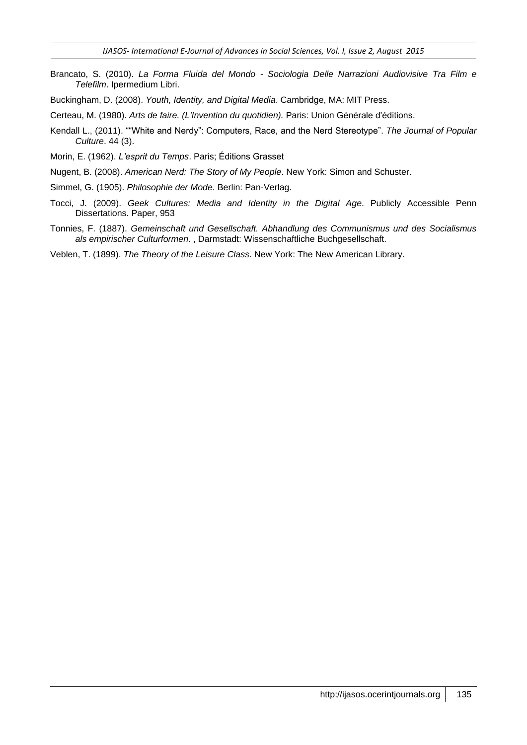Brancato, S. (2010). *La Forma Fluida del Mondo - Sociologia Delle Narrazioni Audiovisive Tra Film e Telefilm*. Ipermedium Libri.

Buckingham, D. (2008). *Youth, Identity, and Digital Media*. Cambridge, MA: MIT Press.

Certeau, M. (1980). *Arts de faire. (L'Invention du quotidien).* Paris: Union Générale d'éditions.

Kendall L., (2011). ""White and Nerdy": Computers, Race, and the Nerd Stereotype". *The Journal of Popular Culture*. 44 (3).

Morin, E. (1962). *L'esprit du Temps*. Paris; Éditions Grasset

Nugent, B. (2008). *American Nerd: The Story of My People*. New York: Simon and Schuster.

Simmel, G. (1905). *Philosophie der Mode*. Berlin: Pan-Verlag.

Tocci, J. (2009). *Geek Cultures: Media and Identity in the Digital Age*. Publicly Accessible Penn Dissertations. Paper, 953

Tonnies, F. (1887). *Gemeinschaft und Gesellschaft. Abhandlung des Communismus und des Socialismus als empirischer Culturformen*. , Darmstadt: Wissenschaftliche Buchgesellschaft.

Veblen, T. (1899). *The Theory of the Leisure Class*. New York: The New American Library.